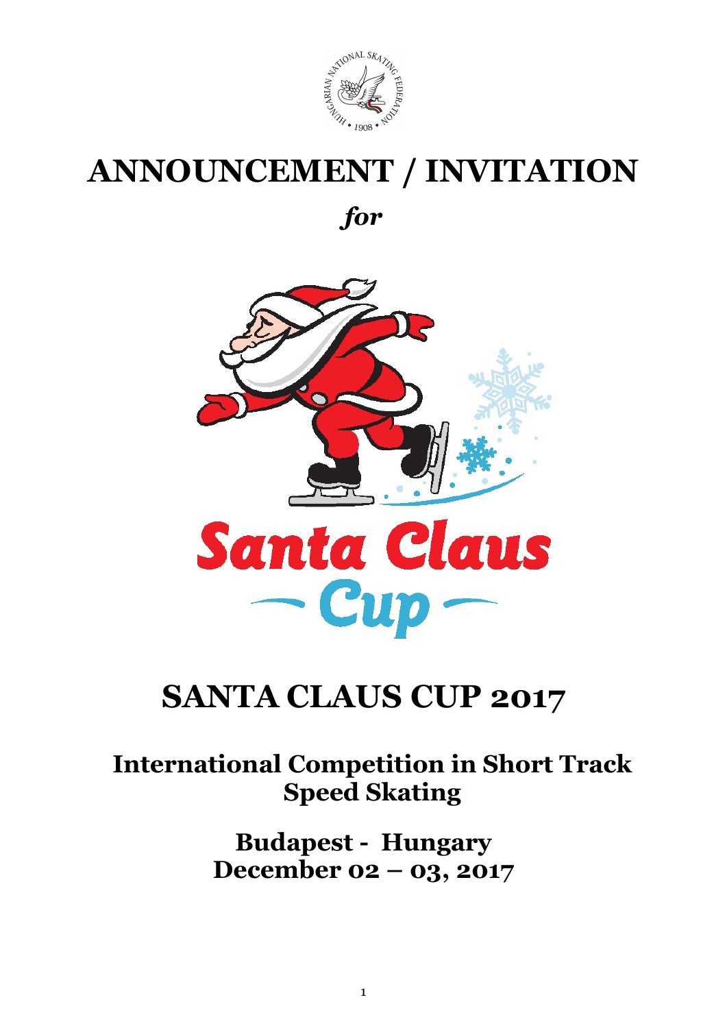# ANNOUNCEMENT / INVITATION

***for***

# SANTA CLAUS CUP 2017

## International Competition in Short Track Speed Skating

## Budapest - Hungary
## December 02 – 03, 2017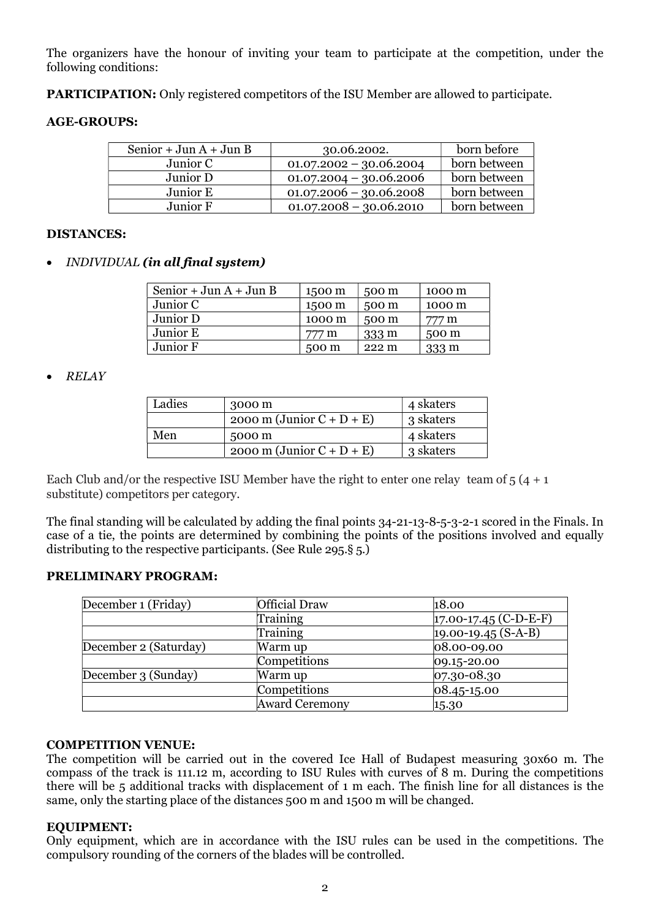The organizers have the honour of inviting your team to participate at the competition, under the following conditions:

**PARTICIPATION:** Only registered competitors of the ISU Member are allowed to participate.

**AGE-GROUPS:**

| Senior + Jun A + Jun B | 30.06.2002. | born before |
|---|---|---|
| Junior C | 01.07.2002 – 30.06.2004 | born between |
| Junior D | 01.07.2004 – 30.06.2006 | born between |
| Junior E | 01.07.2006 – 30.06.2008 | born between |
| Junior F | 01.07.2008 – 30.06.2010 | born between |

**DISTANCES:**

- *INDIVIDUAL **(in all final system)***

| Senior + Jun A + Jun B | 1500 m | 500 m | 1000 m |
|---|---|---|---|
| Junior C | 1500 m | 500 m | 1000 m |
| Junior D | 1000 m | 500 m | 777 m |
| Junior E | 777 m | 333 m | 500 m |
| Junior F | 500 m | 222 m | 333 m |

- *RELAY*

| Ladies | 3000 m | 4 skaters |
|---|---|---|
| | 2000 m (Junior C + D + E) | 3 skaters |
| Men | 5000 m | 4 skaters |
| | 2000 m (Junior C + D + E) | 3 skaters |

Each Club and/or the respective ISU Member have the right to enter one relay team of 5 (4 + 1 substitute) competitors per category.

The final standing will be calculated by adding the final points 34-21-13-8-5-3-2-1 scored in the Finals. In case of a tie, the points are determined by combining the points of the positions involved and equally distributing to the respective participants. (See Rule 295.§ 5.)

**PRELIMINARY PROGRAM:**

| December 1 (Friday) | Official Draw | 18.00 |
|---|---|---|
| | Training | 17.00-17.45 (C-D-E-F) |
| | Training | 19.00-19.45 (S-A-B) |
| December 2 (Saturday) | Warm up | 08.00-09.00 |
| | Competitions | 09.15-20.00 |
| December 3 (Sunday) | Warm up | 07.30-08.30 |
| | Competitions | 08.45-15.00 |
| | Award Ceremony | 15.30 |

**COMPETITION VENUE:**
The competition will be carried out in the covered Ice Hall of Budapest measuring 30x60 m. The compass of the track is 111.12 m, according to ISU Rules with curves of 8 m. During the competitions there will be 5 additional tracks with displacement of 1 m each. The finish line for all distances is the same, only the starting place of the distances 500 m and 1500 m will be changed.

**EQUIPMENT:**
Only equipment, which are in accordance with the ISU rules can be used in the competitions. The compulsory rounding of the corners of the blades will be controlled.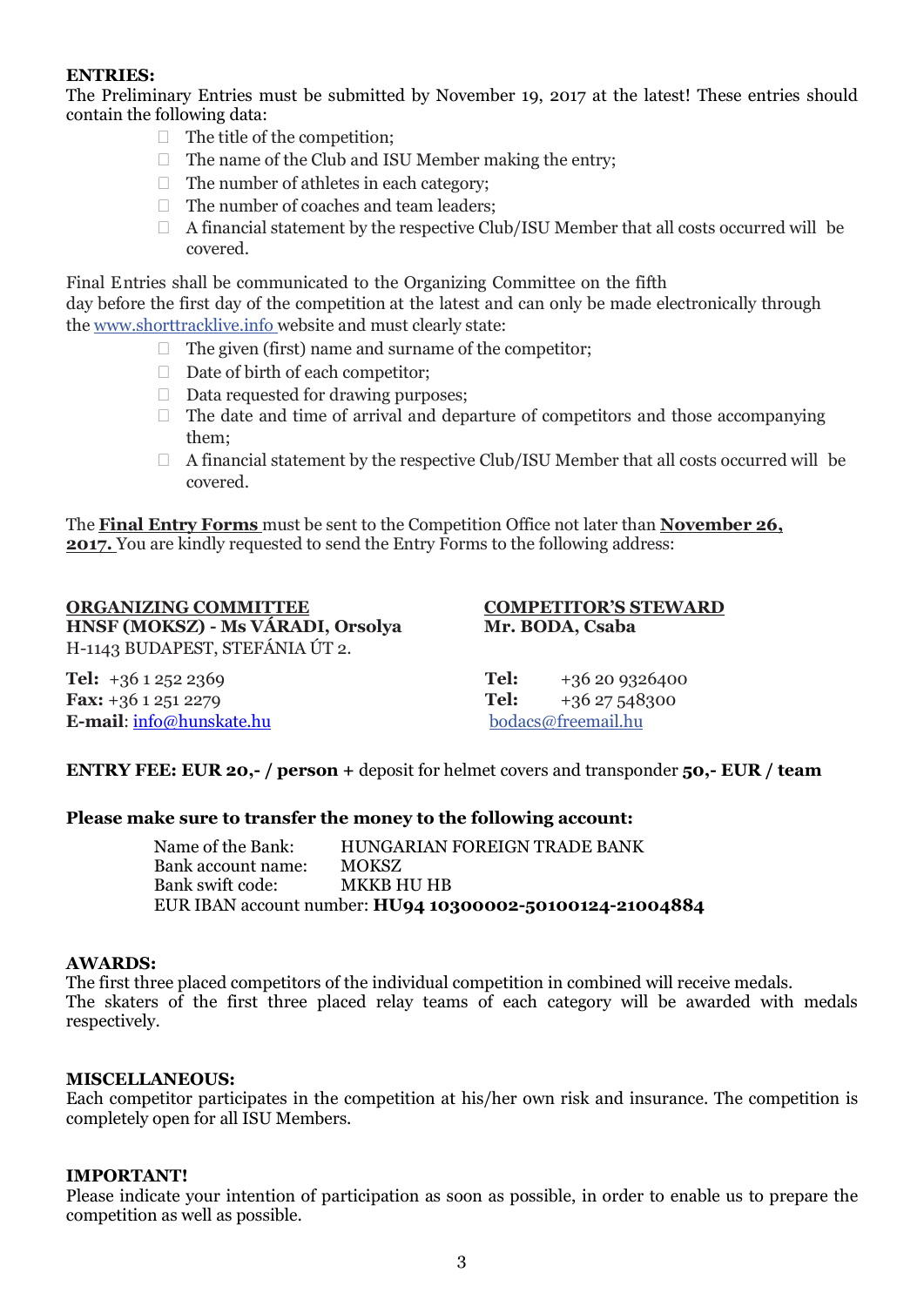**ENTRIES:**

The Preliminary Entries must be submitted by November 19, 2017 at the latest! These entries should contain the following data:

- The title of the competition;
- The name of the Club and ISU Member making the entry;
- The number of athletes in each category;
- The number of coaches and team leaders;
- A financial statement by the respective Club/ISU Member that all costs occurred will be covered.

Final Entries shall be communicated to the Organizing Committee on the fifth day before the first day of the competition at the latest and can only be made electronically through the www.shorttracklive.info website and must clearly state:

- The given (first) name and surname of the competitor;
- Date of birth of each competitor;
- Data requested for drawing purposes;
- The date and time of arrival and departure of competitors and those accompanying them;
- A financial statement by the respective Club/ISU Member that all costs occurred will be covered.

The **Final Entry Forms** must be sent to the Competition Office not later than **November 26, 2017.** You are kindly requested to send the Entry Forms to the following address:

**ORGANIZING COMMITTEE**
**HNSF (MOKSZ) - Ms VÁRADI, Orsolya**
H-1143 BUDAPEST, STEFÁNIA ÚT 2.

**Tel:** +36 1 252 2369
**Fax:** +36 1 251 2279
**E-mail**: info@hunskate.hu

**COMPETITOR'S STEWARD**
**Mr. BODA, Csaba**

**Tel:** +36 20 9326400
**Tel:** +36 27 548300
bodacs@freemail.hu

**ENTRY FEE: EUR 20,- / person +** deposit for helmet covers and transponder **50,- EUR / team**

**Please make sure to transfer the money to the following account:**

Name of the Bank: HUNGARIAN FOREIGN TRADE BANK
Bank account name: MOKSZ
Bank swift code: MKKB HU HB
EUR IBAN account number: **HU94 10300002-50100124-21004884**

**AWARDS:**

The first three placed competitors of the individual competition in combined will receive medals.
The skaters of the first three placed relay teams of each category will be awarded with medals respectively.

**MISCELLANEOUS:**

Each competitor participates in the competition at his/her own risk and insurance. The competition is completely open for all ISU Members.

**IMPORTANT!**

Please indicate your intention of participation as soon as possible, in order to enable us to prepare the competition as well as possible.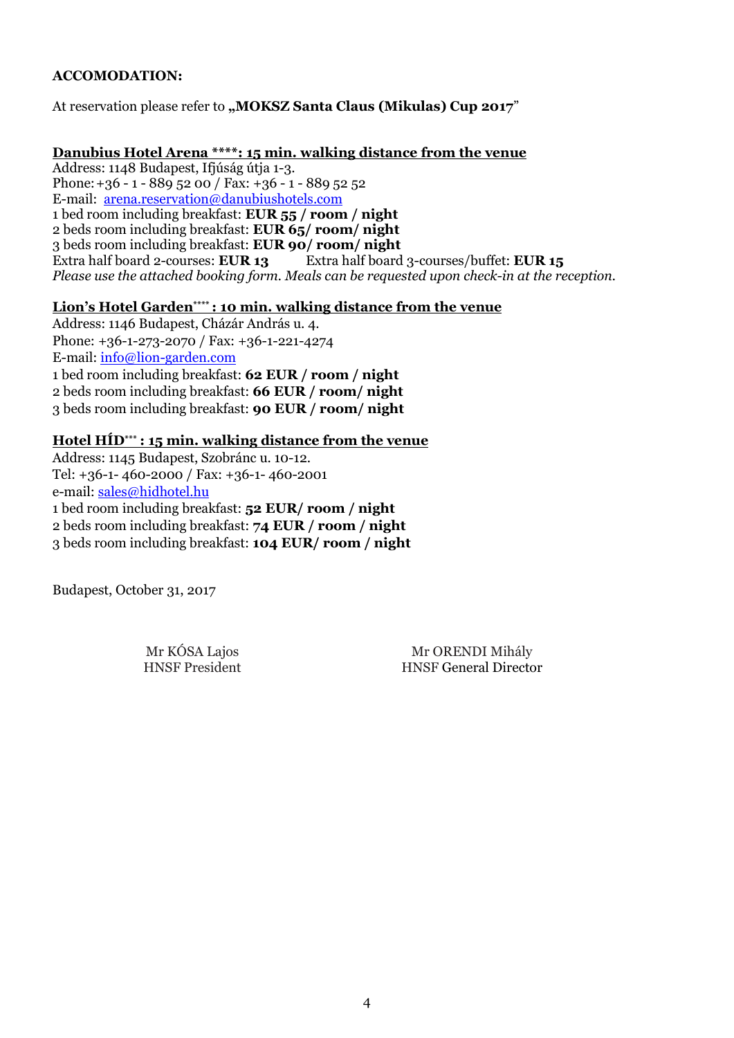**ACCOMODATION:**

At reservation please refer to **„MOKSZ Santa Claus (Mikulas) Cup 2017**"

**Danubius Hotel Arena ****: 15 min. walking distance from the venue**
Address: 1148 Budapest, Ifjúság útja 1-3.
Phone: +36 - 1 - 889 52 00 / Fax: +36 - 1 - 889 52 52
E-mail: arena.reservation@danubiushotels.com
1 bed room including breakfast: **EUR 55 / room / night**
2 beds room including breakfast: **EUR 65/ room/ night**
3 beds room including breakfast: **EUR 90/ room/ night**
Extra half board 2-courses: **EUR 13** Extra half board 3-courses/buffet: **EUR 15**
*Please use the attached booking form. Meals can be requested upon check-in at the reception.*

**Lion's Hotel Garden**** : 10 min. walking distance from the venue**
Address: 1146 Budapest, Cházár András u. 4.
Phone: +36-1-273-2070 / Fax: +36-1-221-4274
E-mail: info@lion-garden.com
1 bed room including breakfast: **62 EUR / room / night**
2 beds room including breakfast: **66 EUR / room/ night**
3 beds room including breakfast: **90 EUR / room/ night**

**Hotel HÍD*** : 15 min. walking distance from the venue**
Address: 1145 Budapest, Szobránc u. 10-12.
Tel: +36-1- 460-2000 / Fax: +36-1- 460-2001
e-mail: sales@hidhotel.hu
1 bed room including breakfast: **52 EUR/ room / night**
2 beds room including breakfast: **74 EUR / room / night**
3 beds room including breakfast: **104 EUR/ room / night**

Budapest, October 31, 2017

Mr KÓSA Lajos
HNSF President

Mr ORENDI Mihály
HNSF General Director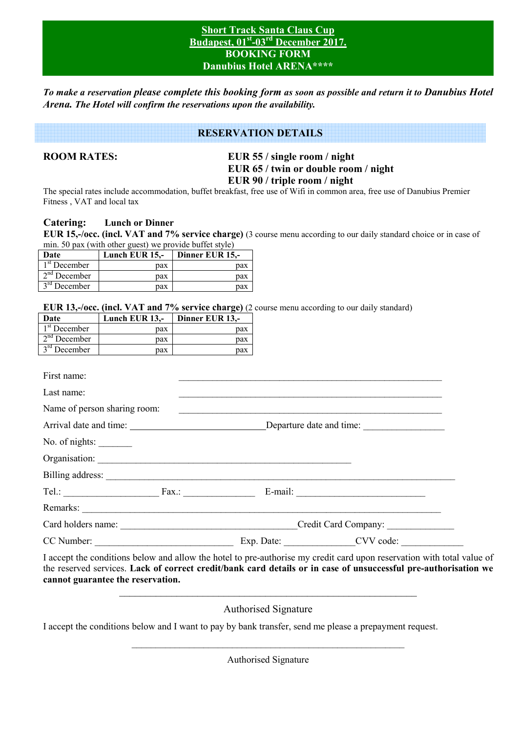# Short Track Santa Claus Cup
## Budapest, 01st-03rd December 2017.
## BOOKING FORM
## Danubius Hotel ARENA****

***To make a reservation please complete this booking form** as soon as possible and return it to **Danubius Hotel Arena.** **The Hotel will confirm the reservations upon the availability.***

## RESERVATION DETAILS

**ROOM RATES:**

**EUR 55 / single room / night**
**EUR 65 / twin or double room / night**
**EUR 90 / triple room / night**

The special rates include accommodation, buffet breakfast, free use of Wifi in common area, free use of Danubius Premier Fitness , VAT and local tax

**Catering: Lunch or Dinner**

**EUR 15,-/occ. (incl. VAT and 7% service charge)** (3 course menu according to our daily standard choice or in case of min. 50 pax (with other guest) we provide buffet style)

| Date | Lunch EUR 15,- | Dinner EUR 15,- |
|---|---|---|
| 1st December | pax | pax |
| 2nd December | pax | pax |
| 3rd December | pax | pax |

**EUR 13,-/occ. (incl. VAT and 7% service charge)** (2 course menu according to our daily standard)

| Date | Lunch EUR 13,- | Dinner EUR 13,- |
|---|---|---|
| 1st December | pax | pax |
| 2nd December | pax | pax |
| 3rd December | pax | pax |

First name: ______________________________________________

Last name: ______________________________________________

Name of person sharing room: ______________________________________________

Arrival date and time: ____________________________ Departure date and time: _________________

No. of nights: _______

Organisation: ______________________________________________

Billing address: ______________________________________________

Tel.: ____________________ Fax.: _______________ E-mail: ___________________________

Remarks: ______________________________________________

Card holders name: _____________________________________ Credit Card Company: ______________

CC Number: ______________________________ Exp. Date: _______________ CVV code: _____________

I accept the conditions below and allow the hotel to pre-authorise my credit card upon reservation with total value of the reserved services. **Lack of correct credit/bank card details or in case of unsuccessful pre-authorisation we cannot guarantee the reservation.**

______________________________________________

Authorised Signature

I accept the conditions below and I want to pay by bank transfer, send me please a prepayment request.

______________________________________________

Authorised Signature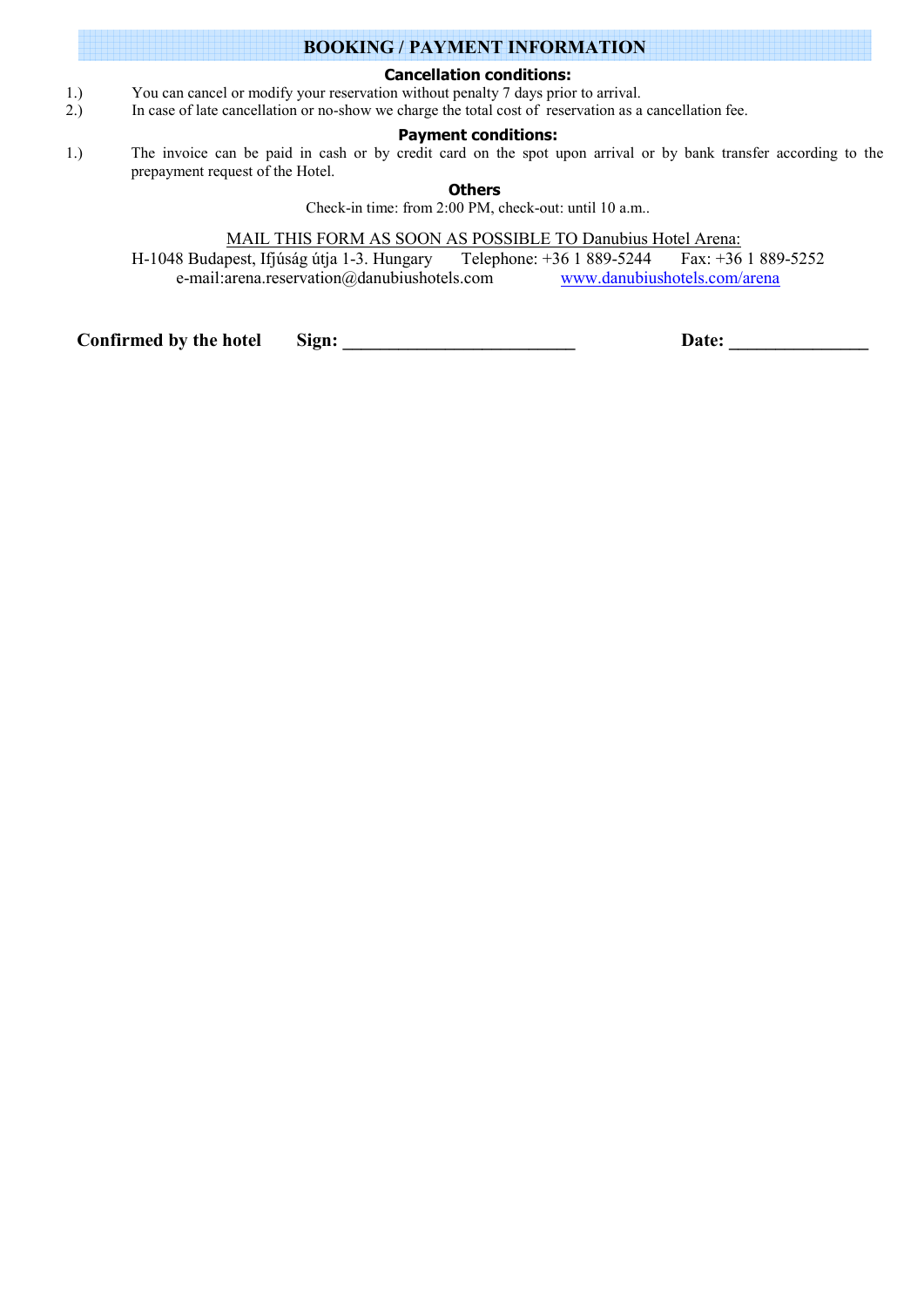## BOOKING / PAYMENT INFORMATION

### Cancellation conditions:

1.) You can cancel or modify your reservation without penalty 7 days prior to arrival.
2.) In case of late cancellation or no-show we charge the total cost of reservation as a cancellation fee.

### Payment conditions:

1.) The invoice can be paid in cash or by credit card on the spot upon arrival or by bank transfer according to the prepayment request of the Hotel.

### Others

Check-in time: from 2:00 PM, check-out: until 10 a.m..

MAIL THIS FORM AS SOON AS POSSIBLE TO Danubius Hotel Arena:
H-1048 Budapest, Ifjúság útja 1-3. Hungary Telephone: +36 1 889-5244 Fax: +36 1 889-5252
e-mail:arena.reservation@danubiushotels.com www.danubiushotels.com/arena

**Confirmed by the hotel** **Sign: \_\_\_\_\_\_\_\_\_\_\_\_\_\_\_\_\_\_\_\_\_\_\_\_\_\_** **Date: \_\_\_\_\_\_\_\_\_\_\_\_\_\_\_\_**